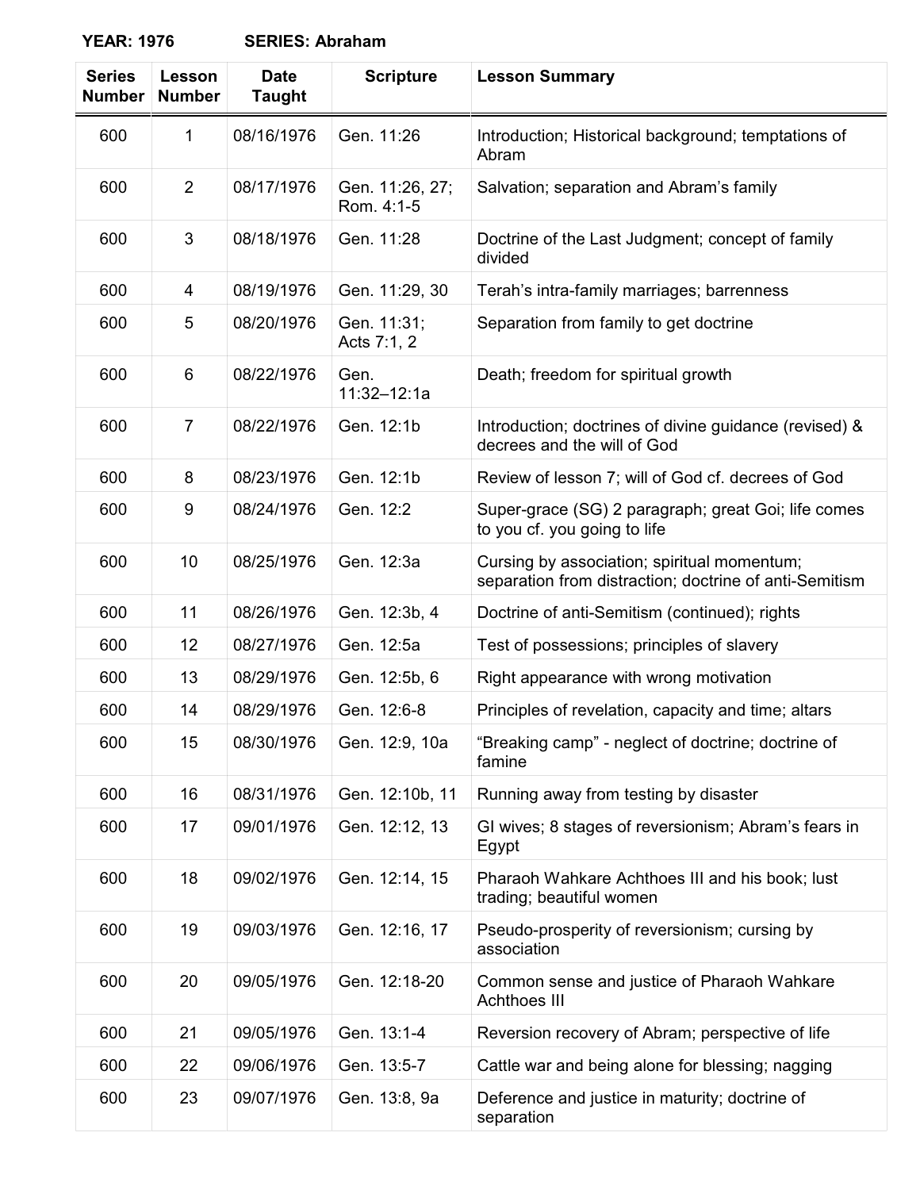**YEAR: 1976** **SERIES: Abraham**

| Series Number | Lesson Number | Date Taught | Scripture | Lesson Summary |
|---|---|---|---|---|
| 600 | 1 | 08/16/1976 | Gen. 11:26 | Introduction; Historical background; temptations of Abram |
| 600 | 2 | 08/17/1976 | Gen. 11:26, 27; Rom. 4:1-5 | Salvation; separation and Abram's family |
| 600 | 3 | 08/18/1976 | Gen. 11:28 | Doctrine of the Last Judgment; concept of family divided |
| 600 | 4 | 08/19/1976 | Gen. 11:29, 30 | Terah's intra-family marriages; barrenness |
| 600 | 5 | 08/20/1976 | Gen. 11:31; Acts 7:1, 2 | Separation from family to get doctrine |
| 600 | 6 | 08/22/1976 | Gen. 11:32–12:1a | Death; freedom for spiritual growth |
| 600 | 7 | 08/22/1976 | Gen. 12:1b | Introduction; doctrines of divine guidance (revised) & decrees and the will of God |
| 600 | 8 | 08/23/1976 | Gen. 12:1b | Review of lesson 7; will of God cf. decrees of God |
| 600 | 9 | 08/24/1976 | Gen. 12:2 | Super-grace (SG) 2 paragraph; great Goi; life comes to you cf. you going to life |
| 600 | 10 | 08/25/1976 | Gen. 12:3a | Cursing by association; spiritual momentum; separation from distraction; doctrine of anti-Semitism |
| 600 | 11 | 08/26/1976 | Gen. 12:3b, 4 | Doctrine of anti-Semitism (continued); rights |
| 600 | 12 | 08/27/1976 | Gen. 12:5a | Test of possessions; principles of slavery |
| 600 | 13 | 08/29/1976 | Gen. 12:5b, 6 | Right appearance with wrong motivation |
| 600 | 14 | 08/29/1976 | Gen. 12:6-8 | Principles of revelation, capacity and time; altars |
| 600 | 15 | 08/30/1976 | Gen. 12:9, 10a | "Breaking camp" - neglect of doctrine; doctrine of famine |
| 600 | 16 | 08/31/1976 | Gen. 12:10b, 11 | Running away from testing by disaster |
| 600 | 17 | 09/01/1976 | Gen. 12:12, 13 | GI wives; 8 stages of reversionism; Abram's fears in Egypt |
| 600 | 18 | 09/02/1976 | Gen. 12:14, 15 | Pharaoh Wahkare Achthoes III and his book; lust trading; beautiful women |
| 600 | 19 | 09/03/1976 | Gen. 12:16, 17 | Pseudo-prosperity of reversionism; cursing by association |
| 600 | 20 | 09/05/1976 | Gen. 12:18-20 | Common sense and justice of Pharaoh Wahkare Achthoes III |
| 600 | 21 | 09/05/1976 | Gen. 13:1-4 | Reversion recovery of Abram; perspective of life |
| 600 | 22 | 09/06/1976 | Gen. 13:5-7 | Cattle war and being alone for blessing; nagging |
| 600 | 23 | 09/07/1976 | Gen. 13:8, 9a | Deference and justice in maturity; doctrine of separation |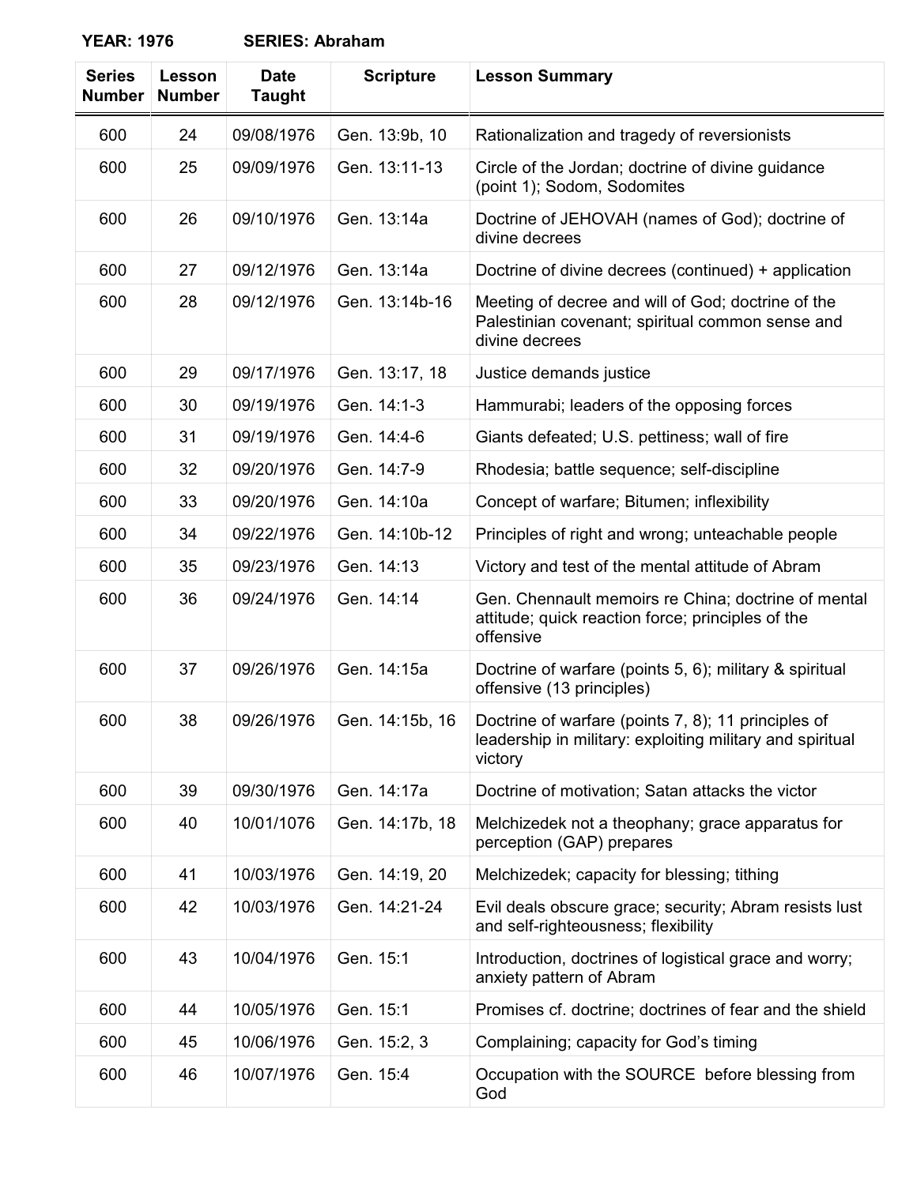**YEAR: 1976** **SERIES: Abraham**

| Series Number | Lesson Number | Date Taught | Scripture | Lesson Summary |
|---|---|---|---|---|
| 600 | 24 | 09/08/1976 | Gen. 13:9b, 10 | Rationalization and tragedy of reversionists |
| 600 | 25 | 09/09/1976 | Gen. 13:11-13 | Circle of the Jordan; doctrine of divine guidance (point 1); Sodom, Sodomites |
| 600 | 26 | 09/10/1976 | Gen. 13:14a | Doctrine of JEHOVAH (names of God); doctrine of divine decrees |
| 600 | 27 | 09/12/1976 | Gen. 13:14a | Doctrine of divine decrees (continued) + application |
| 600 | 28 | 09/12/1976 | Gen. 13:14b-16 | Meeting of decree and will of God; doctrine of the Palestinian covenant; spiritual common sense and divine decrees |
| 600 | 29 | 09/17/1976 | Gen. 13:17, 18 | Justice demands justice |
| 600 | 30 | 09/19/1976 | Gen. 14:1-3 | Hammurabi; leaders of the opposing forces |
| 600 | 31 | 09/19/1976 | Gen. 14:4-6 | Giants defeated; U.S. pettiness; wall of fire |
| 600 | 32 | 09/20/1976 | Gen. 14:7-9 | Rhodesia; battle sequence; self-discipline |
| 600 | 33 | 09/20/1976 | Gen. 14:10a | Concept of warfare; Bitumen; inflexibility |
| 600 | 34 | 09/22/1976 | Gen. 14:10b-12 | Principles of right and wrong; unteachable people |
| 600 | 35 | 09/23/1976 | Gen. 14:13 | Victory and test of the mental attitude of Abram |
| 600 | 36 | 09/24/1976 | Gen. 14:14 | Gen. Chennault memoirs re China; doctrine of mental attitude; quick reaction force; principles of the offensive |
| 600 | 37 | 09/26/1976 | Gen. 14:15a | Doctrine of warfare (points 5, 6); military & spiritual offensive (13 principles) |
| 600 | 38 | 09/26/1976 | Gen. 14:15b, 16 | Doctrine of warfare (points 7, 8); 11 principles of leadership in military: exploiting military and spiritual victory |
| 600 | 39 | 09/30/1976 | Gen. 14:17a | Doctrine of motivation; Satan attacks the victor |
| 600 | 40 | 10/01/1076 | Gen. 14:17b, 18 | Melchizedek not a theophany; grace apparatus for perception (GAP) prepares |
| 600 | 41 | 10/03/1976 | Gen. 14:19, 20 | Melchizedek; capacity for blessing; tithing |
| 600 | 42 | 10/03/1976 | Gen. 14:21-24 | Evil deals obscure grace; security; Abram resists lust and self-righteousness; flexibility |
| 600 | 43 | 10/04/1976 | Gen. 15:1 | Introduction, doctrines of logistical grace and worry; anxiety pattern of Abram |
| 600 | 44 | 10/05/1976 | Gen. 15:1 | Promises cf. doctrine; doctrines of fear and the shield |
| 600 | 45 | 10/06/1976 | Gen. 15:2, 3 | Complaining; capacity for God's timing |
| 600 | 46 | 10/07/1976 | Gen. 15:4 | Occupation with the SOURCE before blessing from God |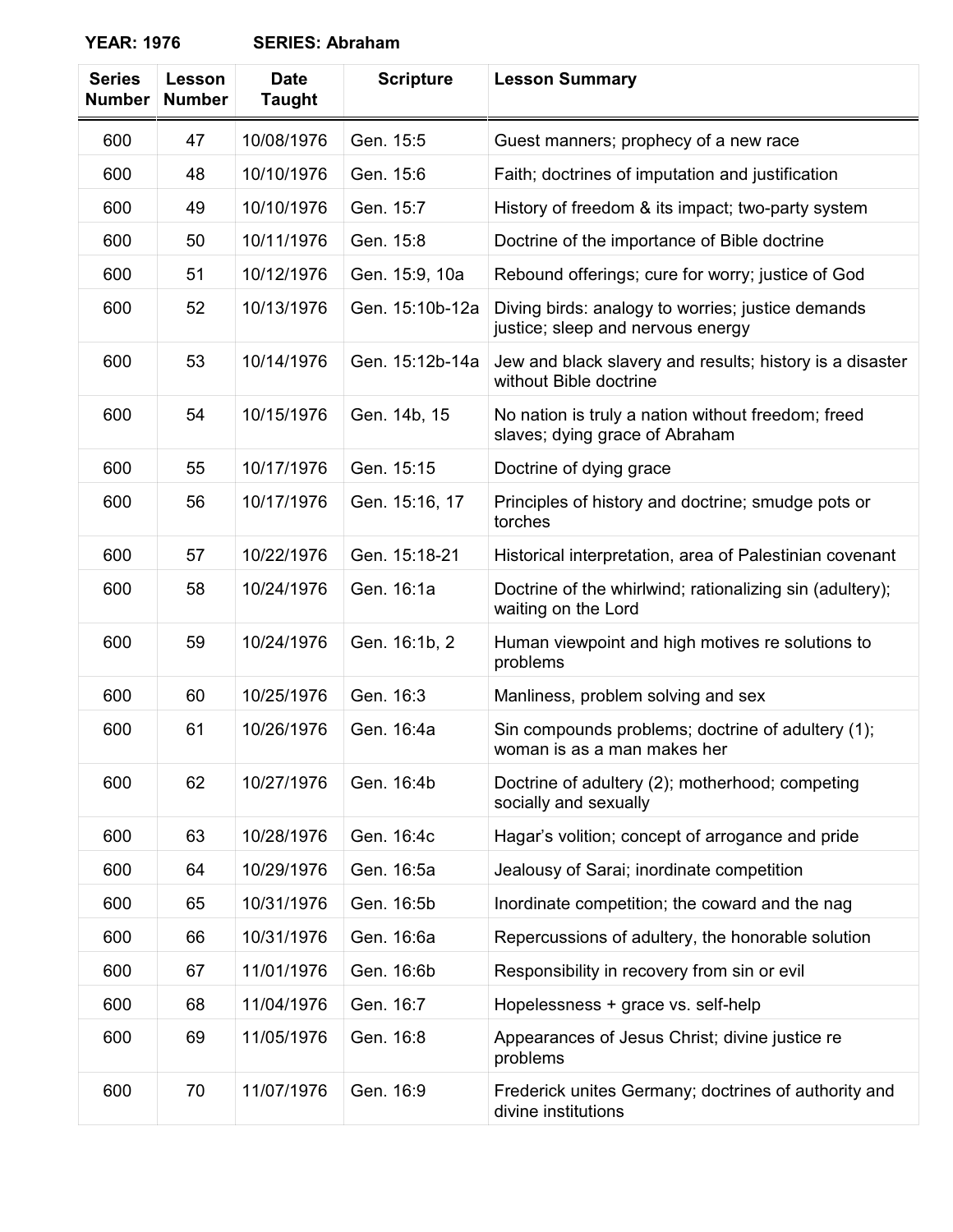**YEAR: 1976 SERIES: Abraham**

| Series Number | Lesson Number | Date Taught | Scripture | Lesson Summary |
|---|---|---|---|---|
| 600 | 47 | 10/08/1976 | Gen. 15:5 | Guest manners; prophecy of a new race |
| 600 | 48 | 10/10/1976 | Gen. 15:6 | Faith; doctrines of imputation and justification |
| 600 | 49 | 10/10/1976 | Gen. 15:7 | History of freedom & its impact; two-party system |
| 600 | 50 | 10/11/1976 | Gen. 15:8 | Doctrine of the importance of Bible doctrine |
| 600 | 51 | 10/12/1976 | Gen. 15:9, 10a | Rebound offerings; cure for worry; justice of God |
| 600 | 52 | 10/13/1976 | Gen. 15:10b-12a | Diving birds: analogy to worries; justice demands justice; sleep and nervous energy |
| 600 | 53 | 10/14/1976 | Gen. 15:12b-14a | Jew and black slavery and results; history is a disaster without Bible doctrine |
| 600 | 54 | 10/15/1976 | Gen. 14b, 15 | No nation is truly a nation without freedom; freed slaves; dying grace of Abraham |
| 600 | 55 | 10/17/1976 | Gen. 15:15 | Doctrine of dying grace |
| 600 | 56 | 10/17/1976 | Gen. 15:16, 17 | Principles of history and doctrine; smudge pots or torches |
| 600 | 57 | 10/22/1976 | Gen. 15:18-21 | Historical interpretation, area of Palestinian covenant |
| 600 | 58 | 10/24/1976 | Gen. 16:1a | Doctrine of the whirlwind; rationalizing sin (adultery); waiting on the Lord |
| 600 | 59 | 10/24/1976 | Gen. 16:1b, 2 | Human viewpoint and high motives re solutions to problems |
| 600 | 60 | 10/25/1976 | Gen. 16:3 | Manliness, problem solving and sex |
| 600 | 61 | 10/26/1976 | Gen. 16:4a | Sin compounds problems; doctrine of adultery (1); woman is as a man makes her |
| 600 | 62 | 10/27/1976 | Gen. 16:4b | Doctrine of adultery (2); motherhood; competing socially and sexually |
| 600 | 63 | 10/28/1976 | Gen. 16:4c | Hagar's volition; concept of arrogance and pride |
| 600 | 64 | 10/29/1976 | Gen. 16:5a | Jealousy of Sarai; inordinate competition |
| 600 | 65 | 10/31/1976 | Gen. 16:5b | Inordinate competition; the coward and the nag |
| 600 | 66 | 10/31/1976 | Gen. 16:6a | Repercussions of adultery, the honorable solution |
| 600 | 67 | 11/01/1976 | Gen. 16:6b | Responsibility in recovery from sin or evil |
| 600 | 68 | 11/04/1976 | Gen. 16:7 | Hopelessness + grace vs. self-help |
| 600 | 69 | 11/05/1976 | Gen. 16:8 | Appearances of Jesus Christ; divine justice re problems |
| 600 | 70 | 11/07/1976 | Gen. 16:9 | Frederick unites Germany; doctrines of authority and divine institutions |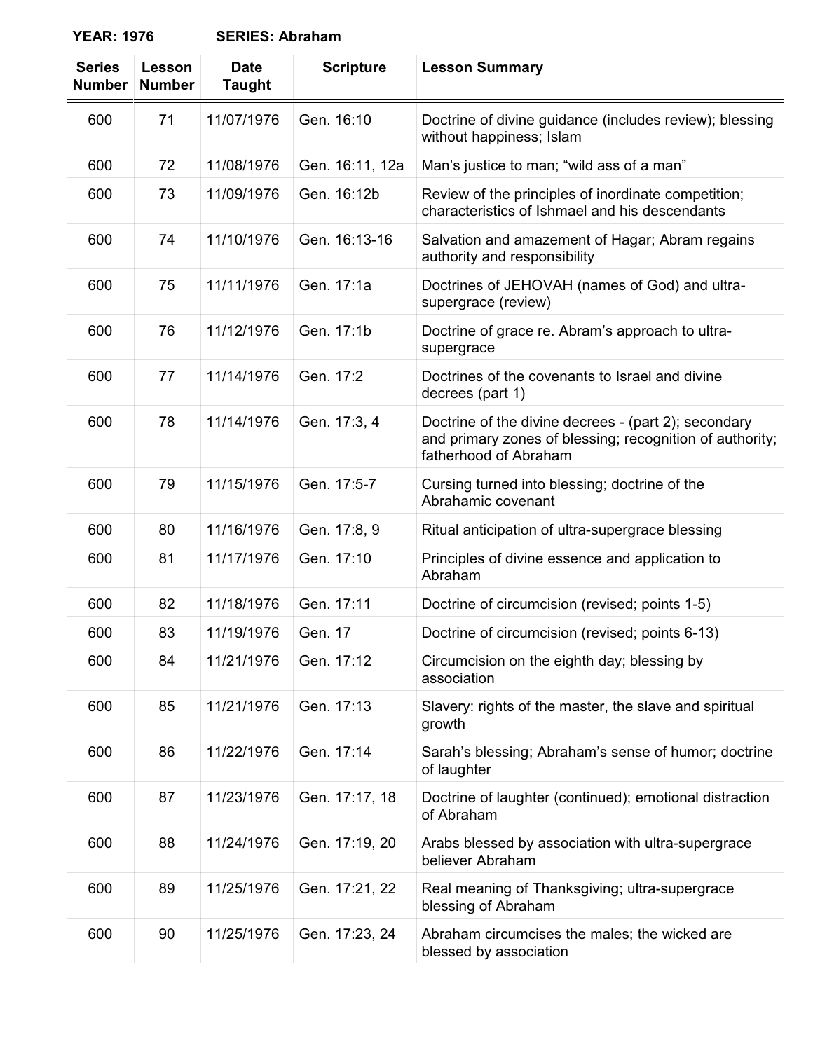**YEAR: 1976** **SERIES: Abraham**

| Series Number | Lesson Number | Date Taught | Scripture | Lesson Summary |
|---|---|---|---|---|
| 600 | 71 | 11/07/1976 | Gen. 16:10 | Doctrine of divine guidance (includes review); blessing without happiness; Islam |
| 600 | 72 | 11/08/1976 | Gen. 16:11, 12a | Man's justice to man; "wild ass of a man" |
| 600 | 73 | 11/09/1976 | Gen. 16:12b | Review of the principles of inordinate competition; characteristics of Ishmael and his descendants |
| 600 | 74 | 11/10/1976 | Gen. 16:13-16 | Salvation and amazement of Hagar; Abram regains authority and responsibility |
| 600 | 75 | 11/11/1976 | Gen. 17:1a | Doctrines of JEHOVAH (names of God) and ultra-supergrace (review) |
| 600 | 76 | 11/12/1976 | Gen. 17:1b | Doctrine of grace re. Abram's approach to ultra-supergrace |
| 600 | 77 | 11/14/1976 | Gen. 17:2 | Doctrines of the covenants to Israel and divine decrees (part 1) |
| 600 | 78 | 11/14/1976 | Gen. 17:3, 4 | Doctrine of the divine decrees - (part 2); secondary and primary zones of blessing; recognition of authority; fatherhood of Abraham |
| 600 | 79 | 11/15/1976 | Gen. 17:5-7 | Cursing turned into blessing; doctrine of the Abrahamic covenant |
| 600 | 80 | 11/16/1976 | Gen. 17:8, 9 | Ritual anticipation of ultra-supergrace blessing |
| 600 | 81 | 11/17/1976 | Gen. 17:10 | Principles of divine essence and application to Abraham |
| 600 | 82 | 11/18/1976 | Gen. 17:11 | Doctrine of circumcision (revised; points 1-5) |
| 600 | 83 | 11/19/1976 | Gen. 17 | Doctrine of circumcision (revised; points 6-13) |
| 600 | 84 | 11/21/1976 | Gen. 17:12 | Circumcision on the eighth day; blessing by association |
| 600 | 85 | 11/21/1976 | Gen. 17:13 | Slavery: rights of the master, the slave and spiritual growth |
| 600 | 86 | 11/22/1976 | Gen. 17:14 | Sarah's blessing; Abraham's sense of humor; doctrine of laughter |
| 600 | 87 | 11/23/1976 | Gen. 17:17, 18 | Doctrine of laughter (continued); emotional distraction of Abraham |
| 600 | 88 | 11/24/1976 | Gen. 17:19, 20 | Arabs blessed by association with ultra-supergrace believer Abraham |
| 600 | 89 | 11/25/1976 | Gen. 17:21, 22 | Real meaning of Thanksgiving; ultra-supergrace blessing of Abraham |
| 600 | 90 | 11/25/1976 | Gen. 17:23, 24 | Abraham circumcises the males; the wicked are blessed by association |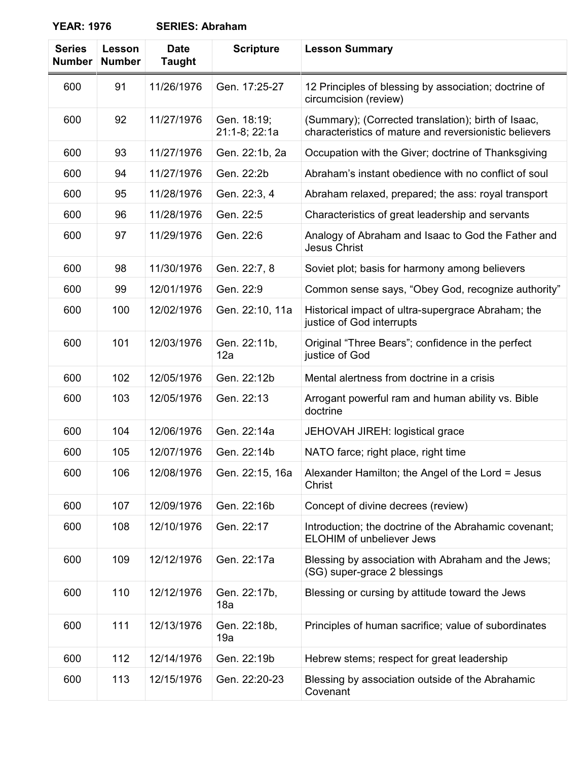**YEAR: 1976 SERIES: Abraham**

| Series Number | Lesson Number | Date Taught | Scripture | Lesson Summary |
|---|---|---|---|---|
| 600 | 91 | 11/26/1976 | Gen. 17:25-27 | 12 Principles of blessing by association; doctrine of circumcision (review) |
| 600 | 92 | 11/27/1976 | Gen. 18:19; 21:1-8; 22:1a | (Summary); (Corrected translation); birth of Isaac, characteristics of mature and reversionistic believers |
| 600 | 93 | 11/27/1976 | Gen. 22:1b, 2a | Occupation with the Giver; doctrine of Thanksgiving |
| 600 | 94 | 11/27/1976 | Gen. 22:2b | Abraham's instant obedience with no conflict of soul |
| 600 | 95 | 11/28/1976 | Gen. 22:3, 4 | Abraham relaxed, prepared; the ass: royal transport |
| 600 | 96 | 11/28/1976 | Gen. 22:5 | Characteristics of great leadership and servants |
| 600 | 97 | 11/29/1976 | Gen. 22:6 | Analogy of Abraham and Isaac to God the Father and Jesus Christ |
| 600 | 98 | 11/30/1976 | Gen. 22:7, 8 | Soviet plot; basis for harmony among believers |
| 600 | 99 | 12/01/1976 | Gen. 22:9 | Common sense says, "Obey God, recognize authority" |
| 600 | 100 | 12/02/1976 | Gen. 22:10, 11a | Historical impact of ultra-supergrace Abraham; the justice of God interrupts |
| 600 | 101 | 12/03/1976 | Gen. 22:11b, 12a | Original "Three Bears"; confidence in the perfect justice of God |
| 600 | 102 | 12/05/1976 | Gen. 22:12b | Mental alertness from doctrine in a crisis |
| 600 | 103 | 12/05/1976 | Gen. 22:13 | Arrogant powerful ram and human ability vs. Bible doctrine |
| 600 | 104 | 12/06/1976 | Gen. 22:14a | JEHOVAH JIREH: logistical grace |
| 600 | 105 | 12/07/1976 | Gen. 22:14b | NATO farce; right place, right time |
| 600 | 106 | 12/08/1976 | Gen. 22:15, 16a | Alexander Hamilton; the Angel of the Lord = Jesus Christ |
| 600 | 107 | 12/09/1976 | Gen. 22:16b | Concept of divine decrees (review) |
| 600 | 108 | 12/10/1976 | Gen. 22:17 | Introduction; the doctrine of the Abrahamic covenant; ELOHIM of unbeliever Jews |
| 600 | 109 | 12/12/1976 | Gen. 22:17a | Blessing by association with Abraham and the Jews; (SG) super-grace 2 blessings |
| 600 | 110 | 12/12/1976 | Gen. 22:17b, 18a | Blessing or cursing by attitude toward the Jews |
| 600 | 111 | 12/13/1976 | Gen. 22:18b, 19a | Principles of human sacrifice; value of subordinates |
| 600 | 112 | 12/14/1976 | Gen. 22:19b | Hebrew stems; respect for great leadership |
| 600 | 113 | 12/15/1976 | Gen. 22:20-23 | Blessing by association outside of the Abrahamic Covenant |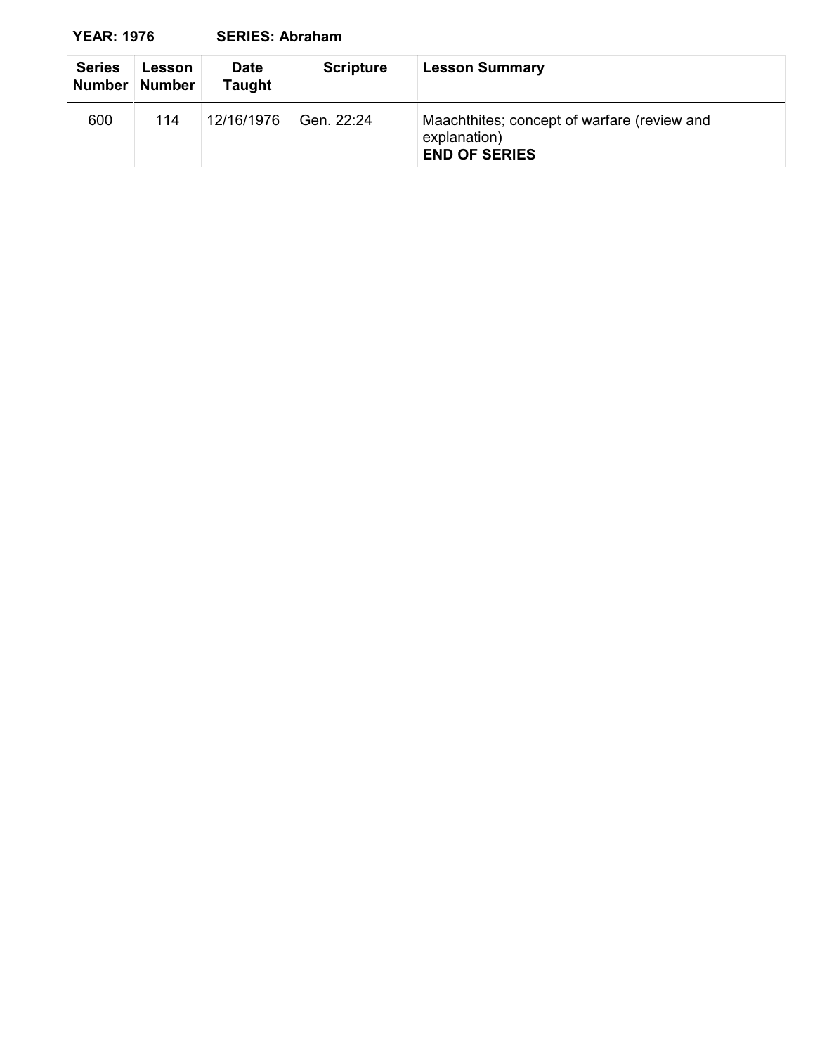**YEAR: 1976** **SERIES: Abraham**

| Series Number | Lesson Number | Date Taught | Scripture | Lesson Summary |
|---|---|---|---|---|
| 600 | 114 | 12/16/1976 | Gen. 22:24 | Maachthites; concept of warfare (review and explanation) **END OF SERIES** |